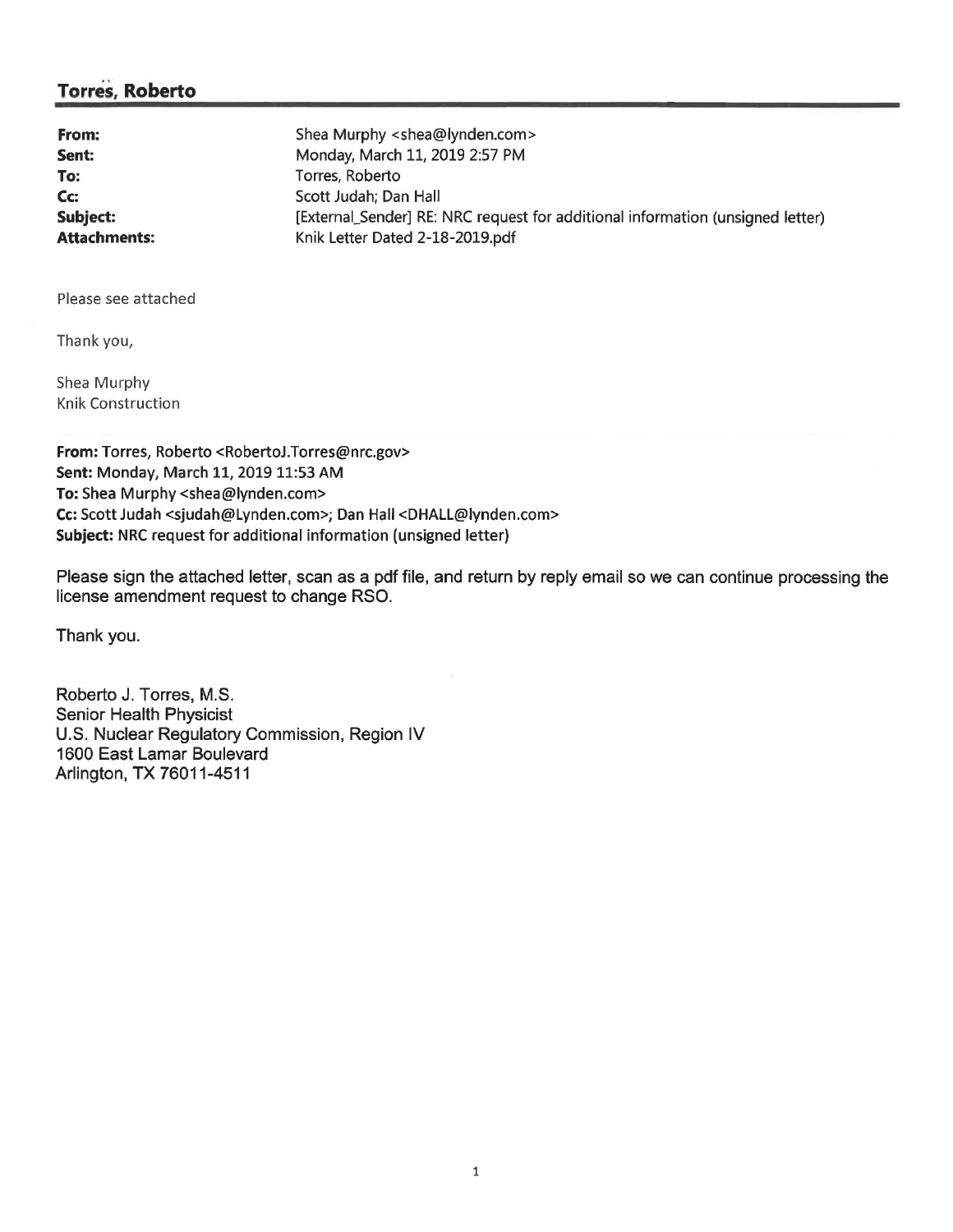# Torres, Roberto

**From:** Shea Murphy <shea@lynden.com>
**Sent:** Monday, March 11, 2019 2:57 PM
**To:** Torres, Roberto
**Cc:** Scott Judah; Dan Hall
**Subject:** [External_Sender] RE: NRC request for additional information (unsigned letter)
**Attachments:** Knik Letter Dated 2-18-2019.pdf

Please see attached

Thank you,

Shea Murphy
Knik Construction

**From:** Torres, Roberto <RobertoJ.Torres@nrc.gov>
**Sent:** Monday, March 11, 2019 11:53 AM
**To:** Shea Murphy <shea@lynden.com>
**Cc:** Scott Judah <sjudah@Lynden.com>; Dan Hall <DHALL@lynden.com>
**Subject:** NRC request for additional information (unsigned letter)

Please sign the attached letter, scan as a pdf file, and return by reply email so we can continue processing the license amendment request to change RSO.

Thank you.

Roberto J. Torres, M.S.
Senior Health Physicist
U.S. Nuclear Regulatory Commission, Region IV
1600 East Lamar Boulevard
Arlington, TX 76011-4511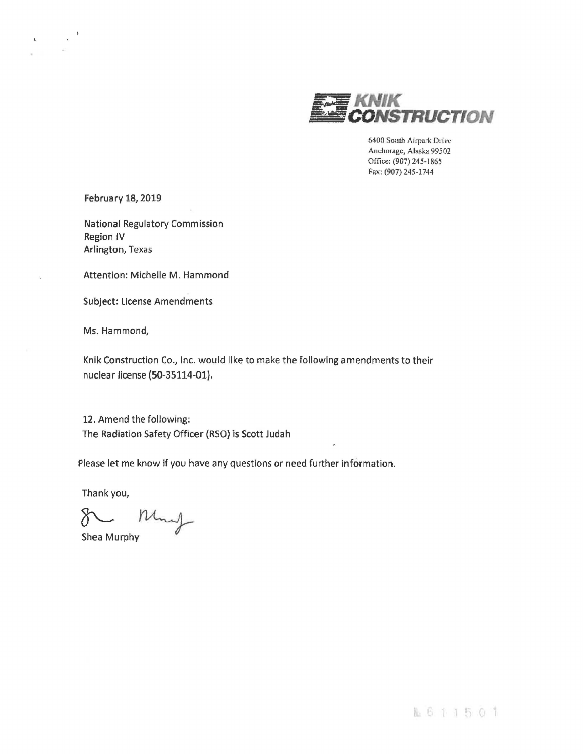**KNIK CONSTRUCTION**

6400 South Airpark Drive
Anchorage, Alaska 99502
Office: (907) 245-1865
Fax: (907) 245-1744

February 18, 2019

National Regulatory Commission
Region IV
Arlington, Texas

Attention: Michelle M. Hammond

Subject: License Amendments

Ms. Hammond,

Knik Construction Co., Inc. would like to make the following amendments to their nuclear license (50-35114-01).

12. Amend the following:
The Radiation Safety Officer (RSO) is Scott Judah

Please let me know if you have any questions or need further information.

Thank you,

Shea Murphy

L611501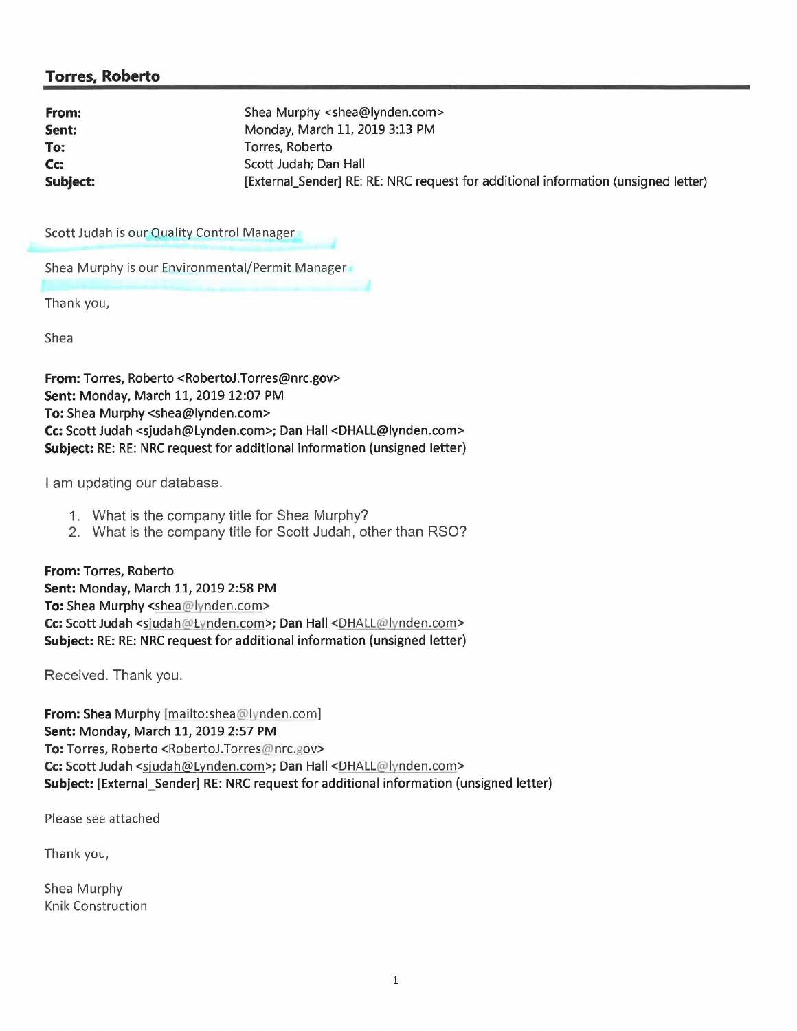**Torres, Roberto**

---

**From:** Shea Murphy <shea@lynden.com>
**Sent:** Monday, March 11, 2019 3:13 PM
**To:** Torres, Roberto
**Cc:** Scott Judah; Dan Hall
**Subject:** [External_Sender] RE: RE: NRC request for additional information (unsigned letter)

Scott Judah is our Quality Control Manager

Shea Murphy is our Environmental/Permit Manager

Thank you,

Shea

**From:** Torres, Roberto <RobertoJ.Torres@nrc.gov>
**Sent:** Monday, March 11, 2019 12:07 PM
**To:** Shea Murphy <shea@lynden.com>
**Cc:** Scott Judah <sjudah@Lynden.com>; Dan Hall <DHALL@lynden.com>
**Subject:** RE: RE: NRC request for additional information (unsigned letter)

I am updating our database.

1. What is the company title for Shea Murphy?
2. What is the company title for Scott Judah, other than RSO?

**From:** Torres, Roberto
**Sent:** Monday, March 11, 2019 2:58 PM
**To:** Shea Murphy <shea@lynden.com>
**Cc:** Scott Judah <sjudah@Lynden.com>; Dan Hall <DHALL@lynden.com>
**Subject:** RE: RE: NRC request for additional information (unsigned letter)

Received. Thank you.

**From:** Shea Murphy [mailto:shea@lynden.com]
**Sent:** Monday, March 11, 2019 2:57 PM
**To:** Torres, Roberto <RobertoJ.Torres@nrc.gov>
**Cc:** Scott Judah <sjudah@Lynden.com>; Dan Hall <DHALL@lynden.com>
**Subject:** [External_Sender] RE: NRC request for additional information (unsigned letter)

Please see attached

Thank you,

Shea Murphy
Knik Construction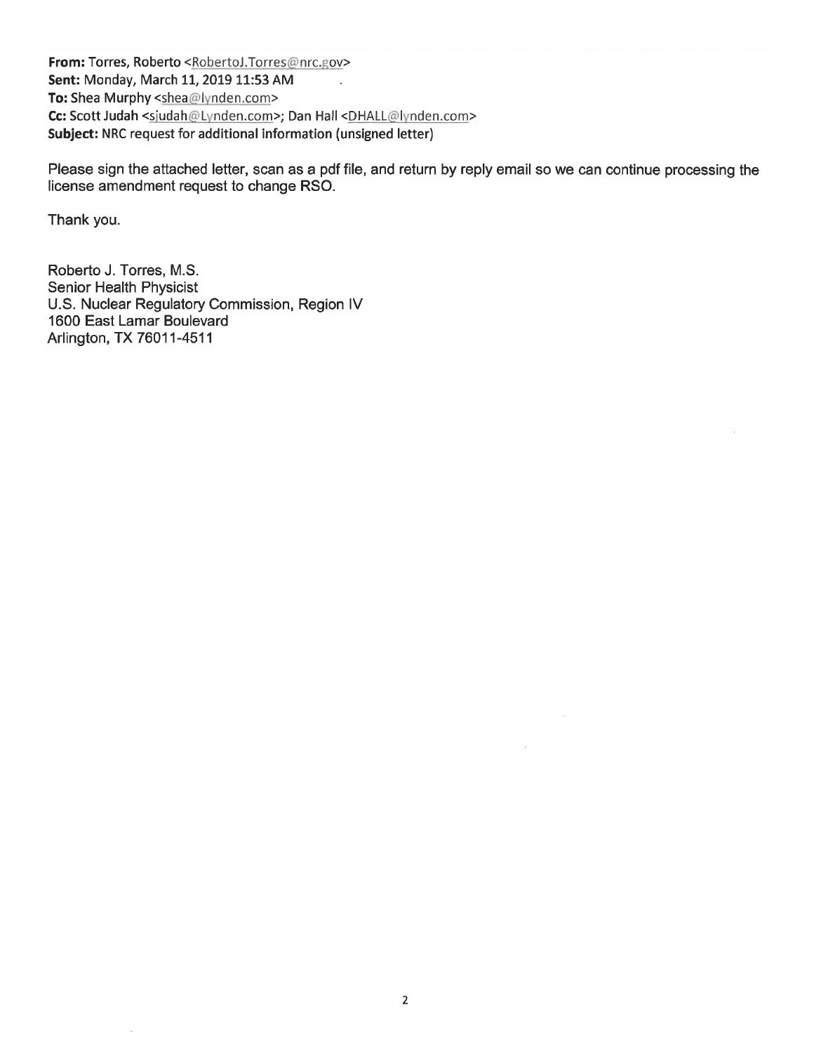**From:** Torres, Roberto <RobertoJ.Torres@nrc.gov>
**Sent:** Monday, March 11, 2019 11:53 AM
**To:** Shea Murphy <shea@lynden.com>
**Cc:** Scott Judah <sjudah@Lynden.com>; Dan Hall <DHALL@lynden.com>
**Subject:** NRC request for additional information (unsigned letter)

Please sign the attached letter, scan as a pdf file, and return by reply email so we can continue processing the license amendment request to change RSO.

Thank you.

Roberto J. Torres, M.S.
Senior Health Physicist
U.S. Nuclear Regulatory Commission, Region IV
1600 East Lamar Boulevard
Arlington, TX 76011-4511